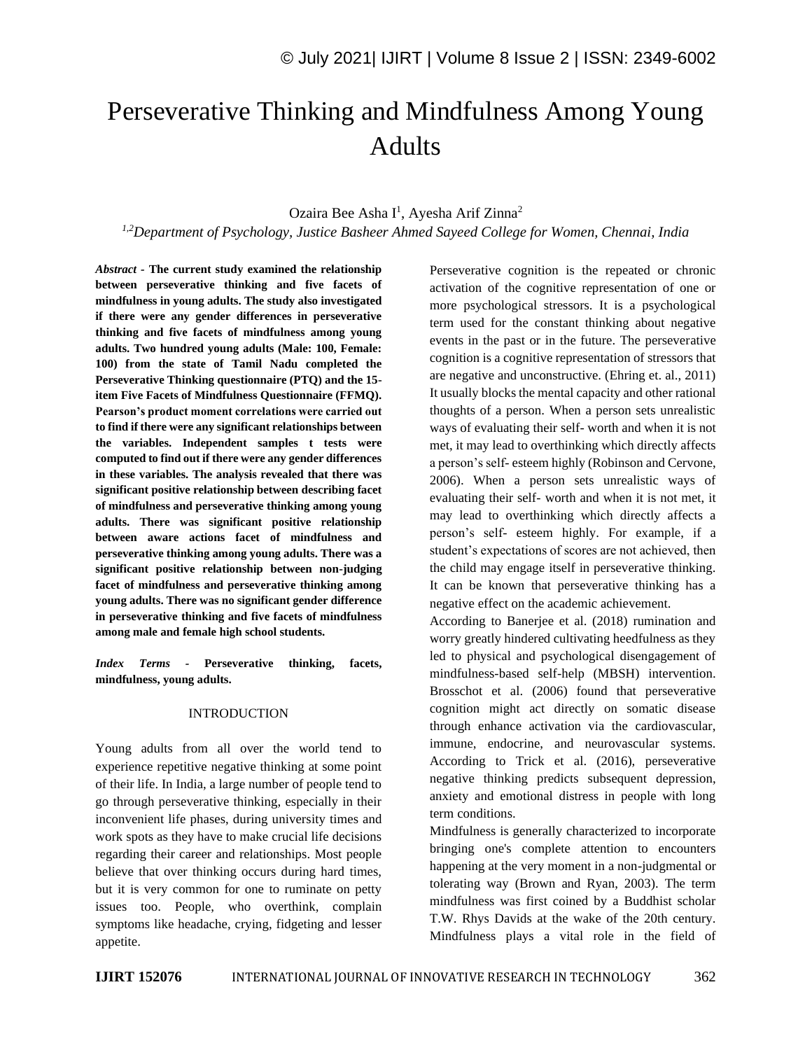# Perseverative Thinking and Mindfulness Among Young Adults

Ozaira Bee Asha I[1], Ayesha Arif Zinna[2]

[1,2]*Department of Psychology, Justice Basheer Ahmed Sayeed College for Women, Chennai, India*

***Abstract*** - **The current study examined the relationship between perseverative thinking and five facets of mindfulness in young adults. The study also investigated if there were any gender differences in perseverative thinking and five facets of mindfulness among young adults. Two hundred young adults (Male: 100, Female: 100) from the state of Tamil Nadu completed the Perseverative Thinking questionnaire (PTQ) and the 15-item Five Facets of Mindfulness Questionnaire (FFMQ). Pearson's product moment correlations were carried out to find if there were any significant relationships between the variables. Independent samples t tests were computed to find out if there were any gender differences in these variables. The analysis revealed that there was significant positive relationship between describing facet of mindfulness and perseverative thinking among young adults. There was significant positive relationship between aware actions facet of mindfulness and perseverative thinking among young adults. There was a significant positive relationship between non-judging facet of mindfulness and perseverative thinking among young adults. There was no significant gender difference in perseverative thinking and five facets of mindfulness among male and female high school students.**

***Index Terms*** - **Perseverative thinking, facets, mindfulness, young adults.**

## INTRODUCTION

Young adults from all over the world tend to experience repetitive negative thinking at some point of their life. In India, a large number of people tend to go through perseverative thinking, especially in their inconvenient life phases, during university times and work spots as they have to make crucial life decisions regarding their career and relationships. Most people believe that over thinking occurs during hard times, but it is very common for one to ruminate on petty issues too. People, who overthink, complain symptoms like headache, crying, fidgeting and lesser appetite.

Perseverative cognition is the repeated or chronic activation of the cognitive representation of one or more psychological stressors. It is a psychological term used for the constant thinking about negative events in the past or in the future. The perseverative cognition is a cognitive representation of stressors that are negative and unconstructive. (Ehring et. al., 2011) It usually blocks the mental capacity and other rational thoughts of a person. When a person sets unrealistic ways of evaluating their self- worth and when it is not met, it may lead to overthinking which directly affects a person's self- esteem highly (Robinson and Cervone, 2006). When a person sets unrealistic ways of evaluating their self- worth and when it is not met, it may lead to overthinking which directly affects a person's self- esteem highly. For example, if a student's expectations of scores are not achieved, then the child may engage itself in perseverative thinking. It can be known that perseverative thinking has a negative effect on the academic achievement.

According to Banerjee et al. (2018) rumination and worry greatly hindered cultivating heedfulness as they led to physical and psychological disengagement of mindfulness-based self-help (MBSH) intervention. Brosschot et al. (2006) found that perseverative cognition might act directly on somatic disease through enhance activation via the cardiovascular, immune, endocrine, and neurovascular systems. According to Trick et al. (2016), perseverative negative thinking predicts subsequent depression, anxiety and emotional distress in people with long term conditions.

Mindfulness is generally characterized to incorporate bringing one's complete attention to encounters happening at the very moment in a non-judgmental or tolerating way (Brown and Ryan, 2003). The term mindfulness was first coined by a Buddhist scholar T.W. Rhys Davids at the wake of the 20th century. Mindfulness plays a vital role in the field of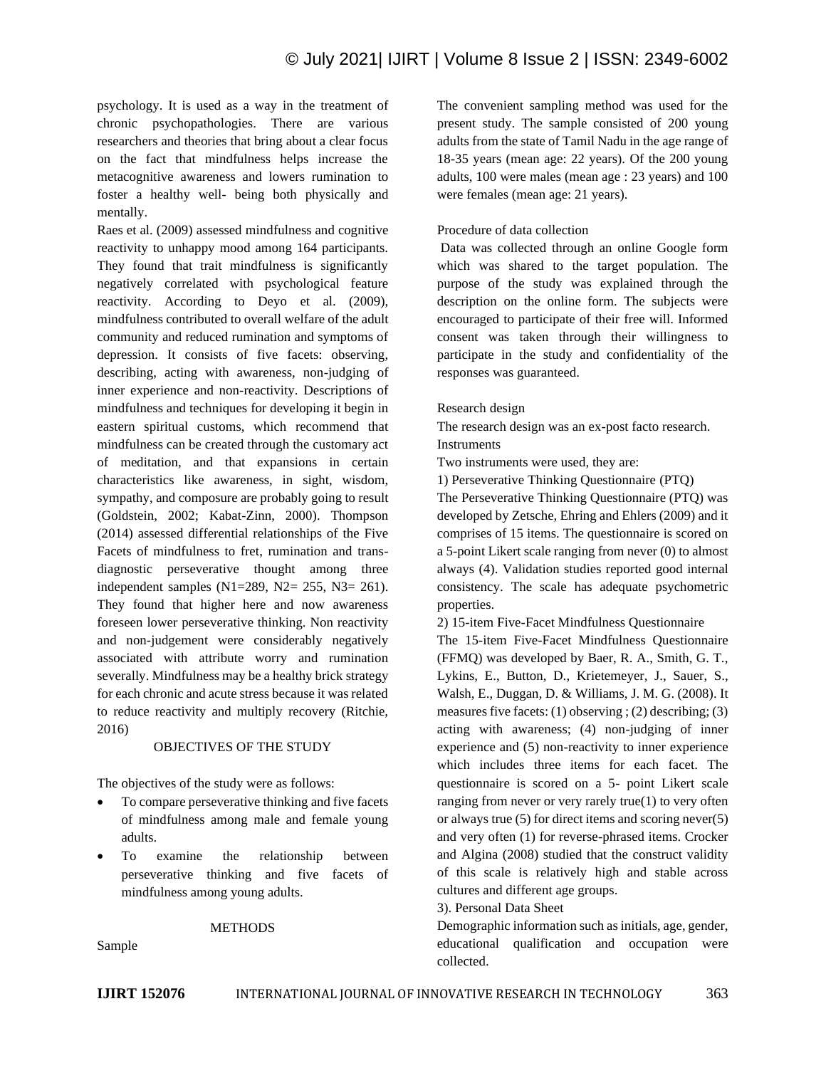psychology. It is used as a way in the treatment of chronic psychopathologies. There are various researchers and theories that bring about a clear focus on the fact that mindfulness helps increase the metacognitive awareness and lowers rumination to foster a healthy well- being both physically and mentally.

Raes et al. (2009) assessed mindfulness and cognitive reactivity to unhappy mood among 164 participants. They found that trait mindfulness is significantly negatively correlated with psychological feature reactivity. According to Deyo et al. (2009), mindfulness contributed to overall welfare of the adult community and reduced rumination and symptoms of depression. It consists of five facets: observing, describing, acting with awareness, non-judging of inner experience and non-reactivity. Descriptions of mindfulness and techniques for developing it begin in eastern spiritual customs, which recommend that mindfulness can be created through the customary act of meditation, and that expansions in certain characteristics like awareness, in sight, wisdom, sympathy, and composure are probably going to result (Goldstein, 2002; Kabat-Zinn, 2000). Thompson (2014) assessed differential relationships of the Five Facets of mindfulness to fret, rumination and trans-diagnostic perseverative thought among three independent samples (N1=289, N2= 255, N3= 261). They found that higher here and now awareness foreseen lower perseverative thinking. Non reactivity and non-judgement were considerably negatively associated with attribute worry and rumination severally. Mindfulness may be a healthy brick strategy for each chronic and acute stress because it was related to reduce reactivity and multiply recovery (Ritchie, 2016)

## OBJECTIVES OF THE STUDY

The objectives of the study were as follows:

- To compare perseverative thinking and five facets of mindfulness among male and female young adults.
- To examine the relationship between perseverative thinking and five facets of mindfulness among young adults.

## METHODS

### Sample

The convenient sampling method was used for the present study. The sample consisted of 200 young adults from the state of Tamil Nadu in the age range of 18-35 years (mean age: 22 years). Of the 200 young adults, 100 were males (mean age : 23 years) and 100 were females (mean age: 21 years).

### Procedure of data collection

Data was collected through an online Google form which was shared to the target population. The purpose of the study was explained through the description on the online form. The subjects were encouraged to participate of their free will. Informed consent was taken through their willingness to participate in the study and confidentiality of the responses was guaranteed.

### Research design

The research design was an ex-post facto research.

### Instruments

Two instruments were used, they are:

1) Perseverative Thinking Questionnaire (PTQ)

The Perseverative Thinking Questionnaire (PTQ) was developed by Zetsche, Ehring and Ehlers (2009) and it comprises of 15 items. The questionnaire is scored on a 5-point Likert scale ranging from never (0) to almost always (4). Validation studies reported good internal consistency. The scale has adequate psychometric properties.

2) 15-item Five-Facet Mindfulness Questionnaire

The 15-item Five-Facet Mindfulness Questionnaire (FFMQ) was developed by Baer, R. A., Smith, G. T., Lykins, E., Button, D., Krietemeyer, J., Sauer, S., Walsh, E., Duggan, D. & Williams, J. M. G. (2008). It measures five facets: (1) observing ; (2) describing; (3) acting with awareness; (4) non-judging of inner experience and (5) non-reactivity to inner experience which includes three items for each facet. The questionnaire is scored on a 5- point Likert scale ranging from never or very rarely true(1) to very often or always true (5) for direct items and scoring never(5) and very often (1) for reverse-phrased items. Crocker and Algina (2008) studied that the construct validity of this scale is relatively high and stable across cultures and different age groups.

3). Personal Data Sheet

Demographic information such as initials, age, gender, educational qualification and occupation were collected.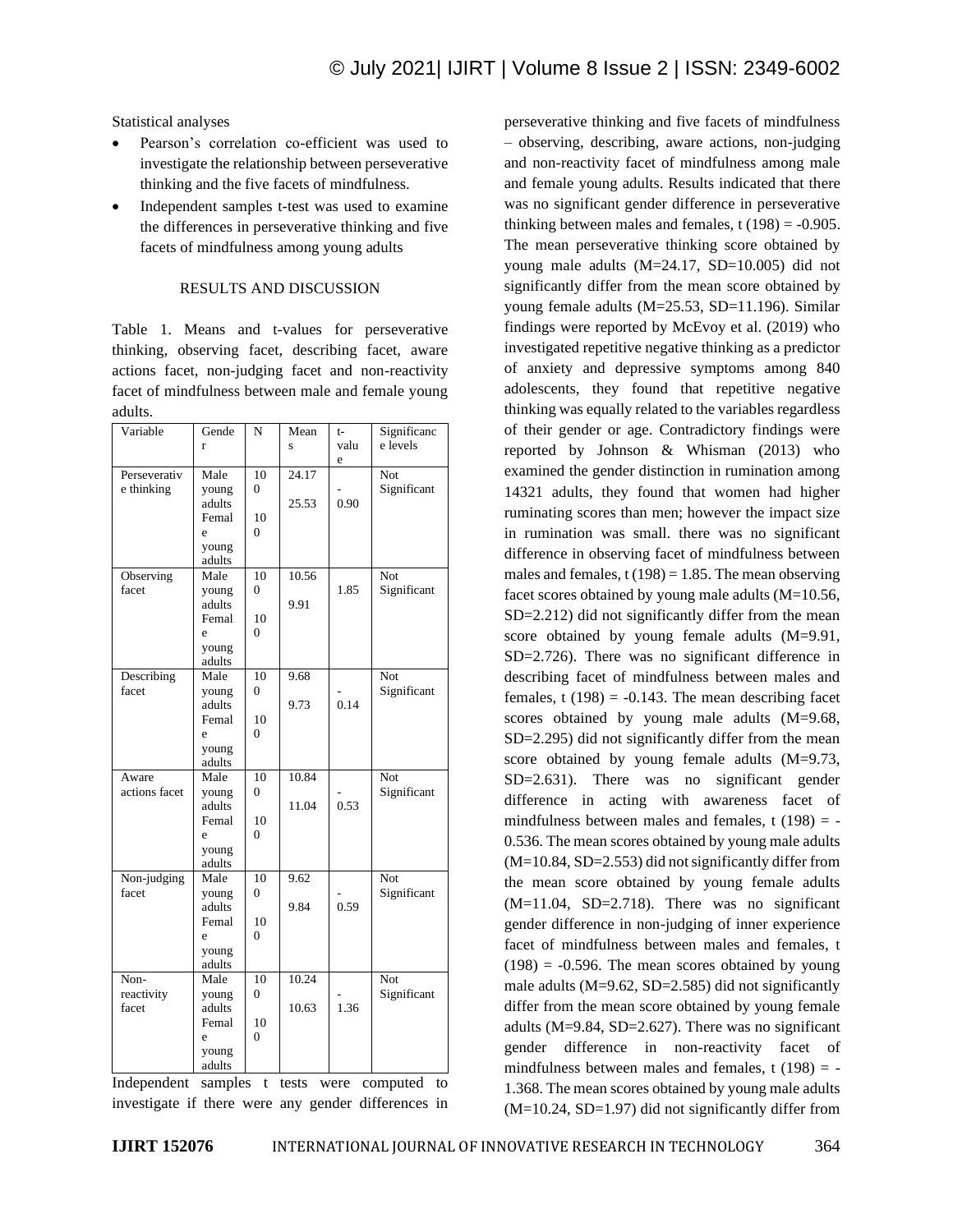Statistical analyses

- Pearson's correlation co-efficient was used to investigate the relationship between perseverative thinking and the five facets of mindfulness.
- Independent samples t-test was used to examine the differences in perseverative thinking and five facets of mindfulness among young adults

## RESULTS AND DISCUSSION

Table 1. Means and t-values for perseverative thinking, observing facet, describing facet, aware actions facet, non-judging facet and non-reactivity facet of mindfulness between male and female young adults.

| Variable | Gender | N | Means | t-value | Significance levels |
|---|---|---|---|---|---|
| Perseverative thinking | Male young adults<br>Female young adults | 100<br>100 | 24.17<br>25.53 | -0.90 | Not Significant |
| Observing facet | Male young adults<br>Female young adults | 100<br>100 | 10.56<br>9.91 | 1.85 | Not Significant |
| Describing facet | Male young adults<br>Female young adults | 100<br>100 | 9.68<br>9.73 | -0.14 | Not Significant |
| Aware actions facet | Male young adults<br>Female young adults | 100<br>100 | 10.84<br>11.04 | -0.53 | Not Significant |
| Non-judging facet | Male young adults<br>Female young adults | 100<br>100 | 9.62<br>9.84 | -0.59 | Not Significant |
| Non-reactivity facet | Male young adults<br>Female young adults | 100<br>100 | 10.24<br>10.63 | -1.36 | Not Significant |

Independent samples t tests were computed to investigate if there were any gender differences in perseverative thinking and five facets of mindfulness – observing, describing, aware actions, non-judging and non-reactivity facet of mindfulness among male and female young adults. Results indicated that there was no significant gender difference in perseverative thinking between males and females, t (198) = -0.905. The mean perseverative thinking score obtained by young male adults (M=24.17, SD=10.005) did not significantly differ from the mean score obtained by young female adults (M=25.53, SD=11.196). Similar findings were reported by McEvoy et al. (2019) who investigated repetitive negative thinking as a predictor of anxiety and depressive symptoms among 840 adolescents, they found that repetitive negative thinking was equally related to the variables regardless of their gender or age. Contradictory findings were reported by Johnson & Whisman (2013) who examined the gender distinction in rumination among 14321 adults, they found that women had higher ruminating scores than men; however the impact size in rumination was small. there was no significant difference in observing facet of mindfulness between males and females, t (198) = 1.85. The mean observing facet scores obtained by young male adults (M=10.56, SD=2.212) did not significantly differ from the mean score obtained by young female adults (M=9.91, SD=2.726). There was no significant difference in describing facet of mindfulness between males and females, t (198) = -0.143. The mean describing facet scores obtained by young male adults (M=9.68, SD=2.295) did not significantly differ from the mean score obtained by young female adults (M=9.73, SD=2.631). There was no significant gender difference in acting with awareness facet of mindfulness between males and females, t (198) = -0.536. The mean scores obtained by young male adults (M=10.84, SD=2.553) did not significantly differ from the mean score obtained by young female adults (M=11.04, SD=2.718). There was no significant gender difference in non-judging of inner experience facet of mindfulness between males and females, t (198) = -0.596. The mean scores obtained by young male adults (M=9.62, SD=2.585) did not significantly differ from the mean score obtained by young female adults (M=9.84, SD=2.627). There was no significant gender difference in non-reactivity facet of mindfulness between males and females, t (198) = -1.368. The mean scores obtained by young male adults (M=10.24, SD=1.97) did not significantly differ from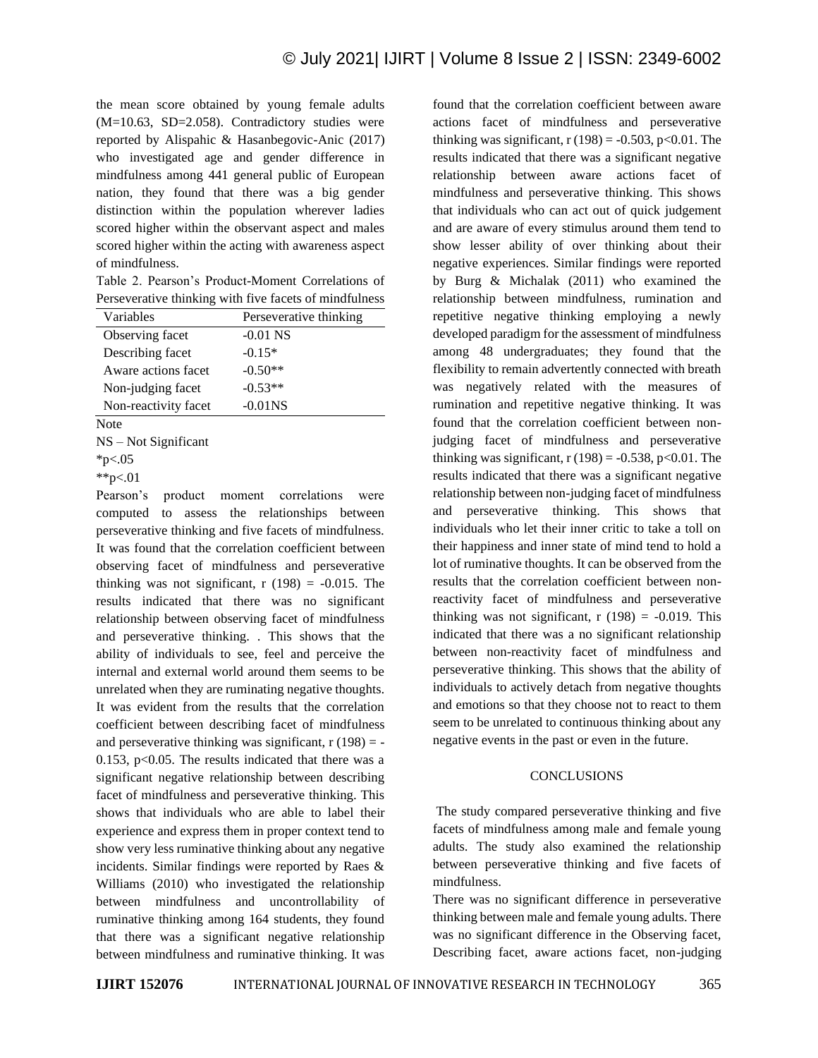the mean score obtained by young female adults ($M=10.63$, $SD=2.058$). Contradictory studies were reported by Alispahic & Hasanbegovic-Anic (2017) who investigated age and gender difference in mindfulness among 441 general public of European nation, they found that there was a big gender distinction within the population wherever ladies scored higher within the observant aspect and males scored higher within the acting with awareness aspect of mindfulness.

Table 2. Pearson's Product-Moment Correlations of Perseverative thinking with five facets of mindfulness

| Variables | Perseverative thinking |
|---|---|
| Observing facet | -0.01 NS |
| Describing facet | -0.15* |
| Aware actions facet | -0.50** |
| Non-judging facet | -0.53** |
| Non-reactivity facet | -0.01NS |

Note

NS – Not Significant

*p<.05

**p<.01

Pearson's product moment correlations were computed to assess the relationships between perseverative thinking and five facets of mindfulness. It was found that the correlation coefficient between observing facet of mindfulness and perseverative thinking was not significant, $r\ (198) = -0.015$. The results indicated that there was no significant relationship between observing facet of mindfulness and perseverative thinking. . This shows that the ability of individuals to see, feel and perceive the internal and external world around them seems to be unrelated when they are ruminating negative thoughts. It was evident from the results that the correlation coefficient between describing facet of mindfulness and perseverative thinking was significant, $r\ (198) = -0.153$, $p<0.05$. The results indicated that there was a significant negative relationship between describing facet of mindfulness and perseverative thinking. This shows that individuals who are able to label their experience and express them in proper context tend to show very less ruminative thinking about any negative incidents. Similar findings were reported by Raes & Williams (2010) who investigated the relationship between mindfulness and uncontrollability of ruminative thinking among 164 students, they found that there was a significant negative relationship between mindfulness and ruminative thinking. It was found that the correlation coefficient between aware actions facet of mindfulness and perseverative thinking was significant, $r\ (198) = -0.503$, $p<0.01$. The results indicated that there was a significant negative relationship between aware actions facet of mindfulness and perseverative thinking. This shows that individuals who can act out of quick judgement and are aware of every stimulus around them tend to show lesser ability of over thinking about their negative experiences. Similar findings were reported by Burg & Michalak (2011) who examined the relationship between mindfulness, rumination and repetitive negative thinking employing a newly developed paradigm for the assessment of mindfulness among 48 undergraduates; they found that the flexibility to remain advertently connected with breath was negatively related with the measures of rumination and repetitive negative thinking. It was found that the correlation coefficient between non-judging facet of mindfulness and perseverative thinking was significant, $r\ (198) = -0.538$, $p<0.01$. The results indicated that there was a significant negative relationship between non-judging facet of mindfulness and perseverative thinking. This shows that individuals who let their inner critic to take a toll on their happiness and inner state of mind tend to hold a lot of ruminative thoughts. It can be observed from the results that the correlation coefficient between non-reactivity facet of mindfulness and perseverative thinking was not significant, $r\ (198) = -0.019$. This indicated that there was a no significant relationship between non-reactivity facet of mindfulness and perseverative thinking. This shows that the ability of individuals to actively detach from negative thoughts and emotions so that they choose not to react to them seem to be unrelated to continuous thinking about any negative events in the past or even in the future.

## CONCLUSIONS

The study compared perseverative thinking and five facets of mindfulness among male and female young adults. The study also examined the relationship between perseverative thinking and five facets of mindfulness.

There was no significant difference in perseverative thinking between male and female young adults. There was no significant difference in the Observing facet, Describing facet, aware actions facet, non-judging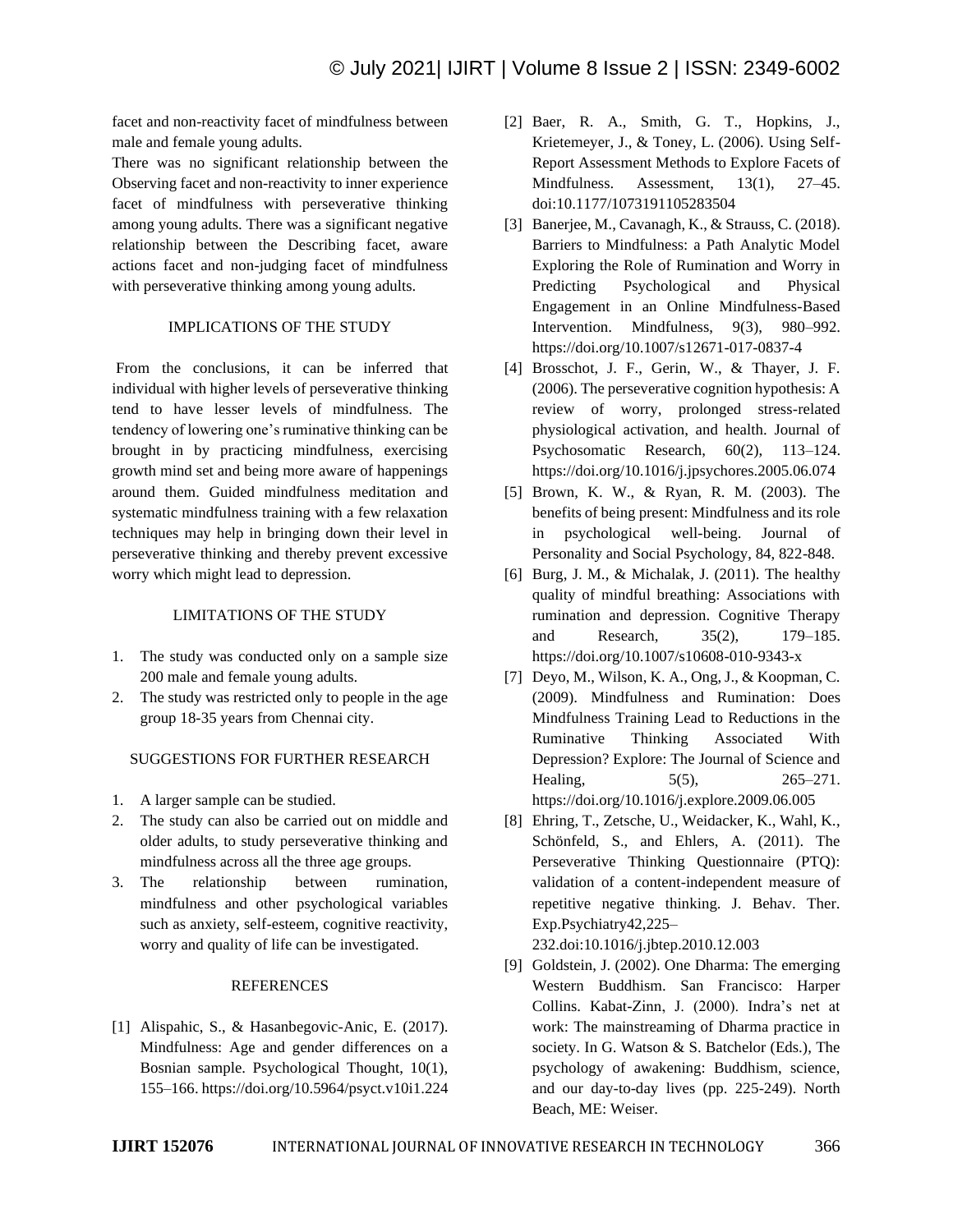facet and non-reactivity facet of mindfulness between male and female young adults.

There was no significant relationship between the Observing facet and non-reactivity to inner experience facet of mindfulness with perseverative thinking among young adults. There was a significant negative relationship between the Describing facet, aware actions facet and non-judging facet of mindfulness with perseverative thinking among young adults.

## IMPLICATIONS OF THE STUDY

From the conclusions, it can be inferred that individual with higher levels of perseverative thinking tend to have lesser levels of mindfulness. The tendency of lowering one's ruminative thinking can be brought in by practicing mindfulness, exercising growth mind set and being more aware of happenings around them. Guided mindfulness meditation and systematic mindfulness training with a few relaxation techniques may help in bringing down their level in perseverative thinking and thereby prevent excessive worry which might lead to depression.

## LIMITATIONS OF THE STUDY

1. The study was conducted only on a sample size 200 male and female young adults.
2. The study was restricted only to people in the age group 18-35 years from Chennai city.

## SUGGESTIONS FOR FURTHER RESEARCH

1. A larger sample can be studied.
2. The study can also be carried out on middle and older adults, to study perseverative thinking and mindfulness across all the three age groups.
3. The relationship between rumination, mindfulness and other psychological variables such as anxiety, self-esteem, cognitive reactivity, worry and quality of life can be investigated.

## REFERENCES

[1] Alispahic, S., & Hasanbegovic-Anic, E. (2017). Mindfulness: Age and gender differences on a Bosnian sample. Psychological Thought, 10(1), 155–166. https://doi.org/10.5964/psyct.v10i1.224

[2] Baer, R. A., Smith, G. T., Hopkins, J., Krietemeyer, J., & Toney, L. (2006). Using Self-Report Assessment Methods to Explore Facets of Mindfulness. Assessment, 13(1), 27–45. doi:10.1177/1073191105283504

[3] Banerjee, M., Cavanagh, K., & Strauss, C. (2018). Barriers to Mindfulness: a Path Analytic Model Exploring the Role of Rumination and Worry in Predicting Psychological and Physical Engagement in an Online Mindfulness-Based Intervention. Mindfulness, 9(3), 980–992. https://doi.org/10.1007/s12671-017-0837-4

[4] Brosschot, J. F., Gerin, W., & Thayer, J. F. (2006). The perseverative cognition hypothesis: A review of worry, prolonged stress-related physiological activation, and health. Journal of Psychosomatic Research, 60(2), 113–124. https://doi.org/10.1016/j.jpsychores.2005.06.074

[5] Brown, K. W., & Ryan, R. M. (2003). The benefits of being present: Mindfulness and its role in psychological well-being. Journal of Personality and Social Psychology, 84, 822-848.

[6] Burg, J. M., & Michalak, J. (2011). The healthy quality of mindful breathing: Associations with rumination and depression. Cognitive Therapy and Research, 35(2), 179–185. https://doi.org/10.1007/s10608-010-9343-x

[7] Deyo, M., Wilson, K. A., Ong, J., & Koopman, C. (2009). Mindfulness and Rumination: Does Mindfulness Training Lead to Reductions in the Ruminative Thinking Associated With Depression? Explore: The Journal of Science and Healing, 5(5), 265–271. https://doi.org/10.1016/j.explore.2009.06.005

[8] Ehring, T., Zetsche, U., Weidacker, K., Wahl, K., Schönfeld, S., and Ehlers, A. (2011). The Perseverative Thinking Questionnaire (PTQ): validation of a content-independent measure of repetitive negative thinking. J. Behav. Ther. Exp.Psychiatry42,225–232.doi:10.1016/j.jbtep.2010.12.003

[9] Goldstein, J. (2002). One Dharma: The emerging Western Buddhism. San Francisco: Harper Collins. Kabat-Zinn, J. (2000). Indra's net at work: The mainstreaming of Dharma practice in society. In G. Watson & S. Batchelor (Eds.), The psychology of awakening: Buddhism, science, and our day-to-day lives (pp. 225-249). North Beach, ME: Weiser.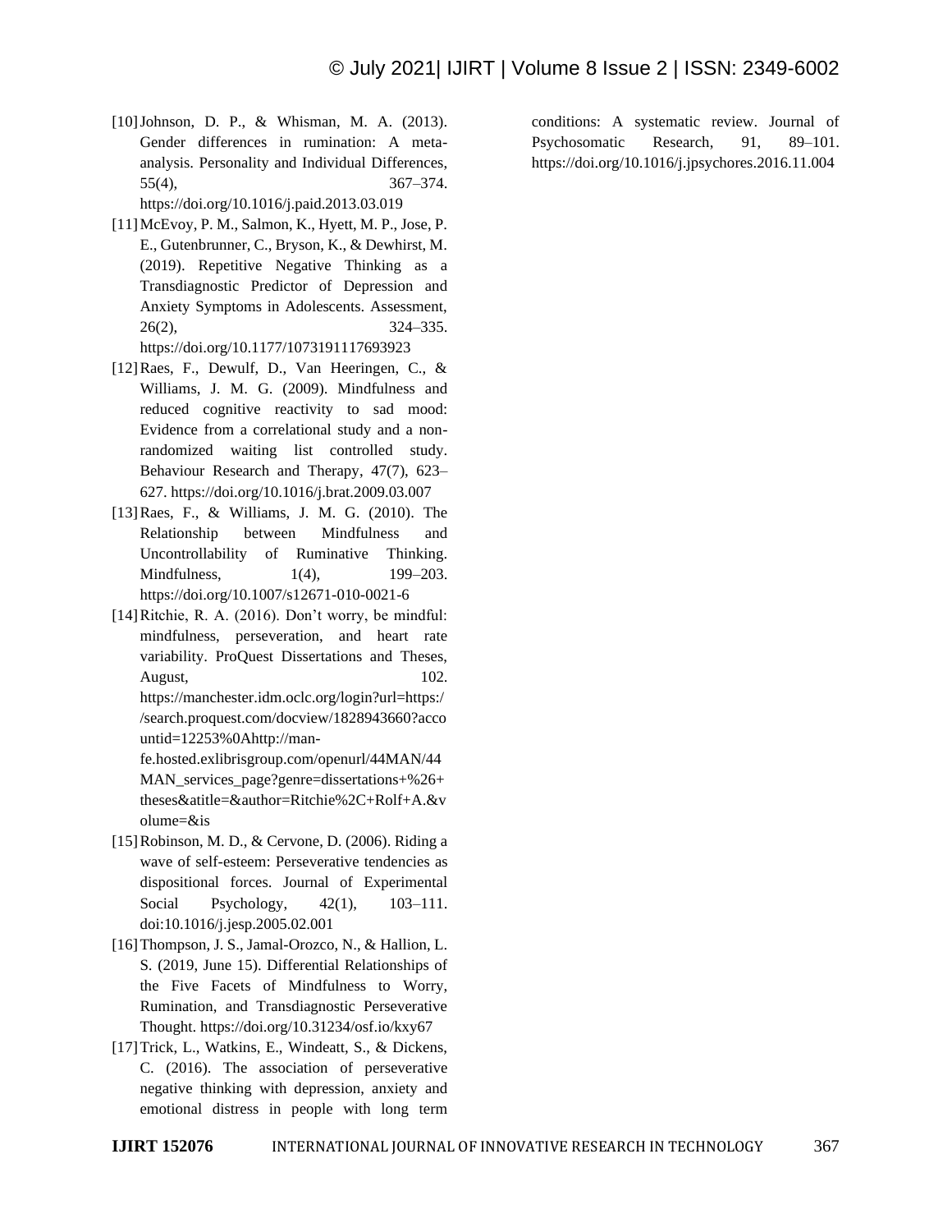[10] Johnson, D. P., & Whisman, M. A. (2013). Gender differences in rumination: A meta-analysis. Personality and Individual Differences, 55(4), 367–374. https://doi.org/10.1016/j.paid.2013.03.019

[11] McEvoy, P. M., Salmon, K., Hyett, M. P., Jose, P. E., Gutenbrunner, C., Bryson, K., & Dewhirst, M. (2019). Repetitive Negative Thinking as a Transdiagnostic Predictor of Depression and Anxiety Symptoms in Adolescents. Assessment, 26(2), 324–335. https://doi.org/10.1177/1073191117693923

[12] Raes, F., Dewulf, D., Van Heeringen, C., & Williams, J. M. G. (2009). Mindfulness and reduced cognitive reactivity to sad mood: Evidence from a correlational study and a non-randomized waiting list controlled study. Behaviour Research and Therapy, 47(7), 623–627. https://doi.org/10.1016/j.brat.2009.03.007

[13] Raes, F., & Williams, J. M. G. (2010). The Relationship between Mindfulness and Uncontrollability of Ruminative Thinking. Mindfulness, 1(4), 199–203. https://doi.org/10.1007/s12671-010-0021-6

[14] Ritchie, R. A. (2016). Don't worry, be mindful: mindfulness, perseveration, and heart rate variability. ProQuest Dissertations and Theses, August, 102. https://manchester.idm.oclc.org/login?url=https://search.proquest.com/docview/1828943660?accountid=12253%0Ahttp://man-fe.hosted.exlibrisgroup.com/openurl/44MAN/44MAN_services_page?genre=dissertations+%26+theses&atitle=&author=Ritchie%2C+Rolf+A.&volume=&is

[15] Robinson, M. D., & Cervone, D. (2006). Riding a wave of self-esteem: Perseverative tendencies as dispositional forces. Journal of Experimental Social Psychology, 42(1), 103–111. doi:10.1016/j.jesp.2005.02.001

[16] Thompson, J. S., Jamal-Orozco, N., & Hallion, L. S. (2019, June 15). Differential Relationships of the Five Facets of Mindfulness to Worry, Rumination, and Transdiagnostic Perseverative Thought. https://doi.org/10.31234/osf.io/kxy67

[17] Trick, L., Watkins, E., Windeatt, S., & Dickens, C. (2016). The association of perseverative negative thinking with depression, anxiety and emotional distress in people with long term conditions: A systematic review. Journal of Psychosomatic Research, 91, 89–101. https://doi.org/10.1016/j.jpsychores.2016.11.004